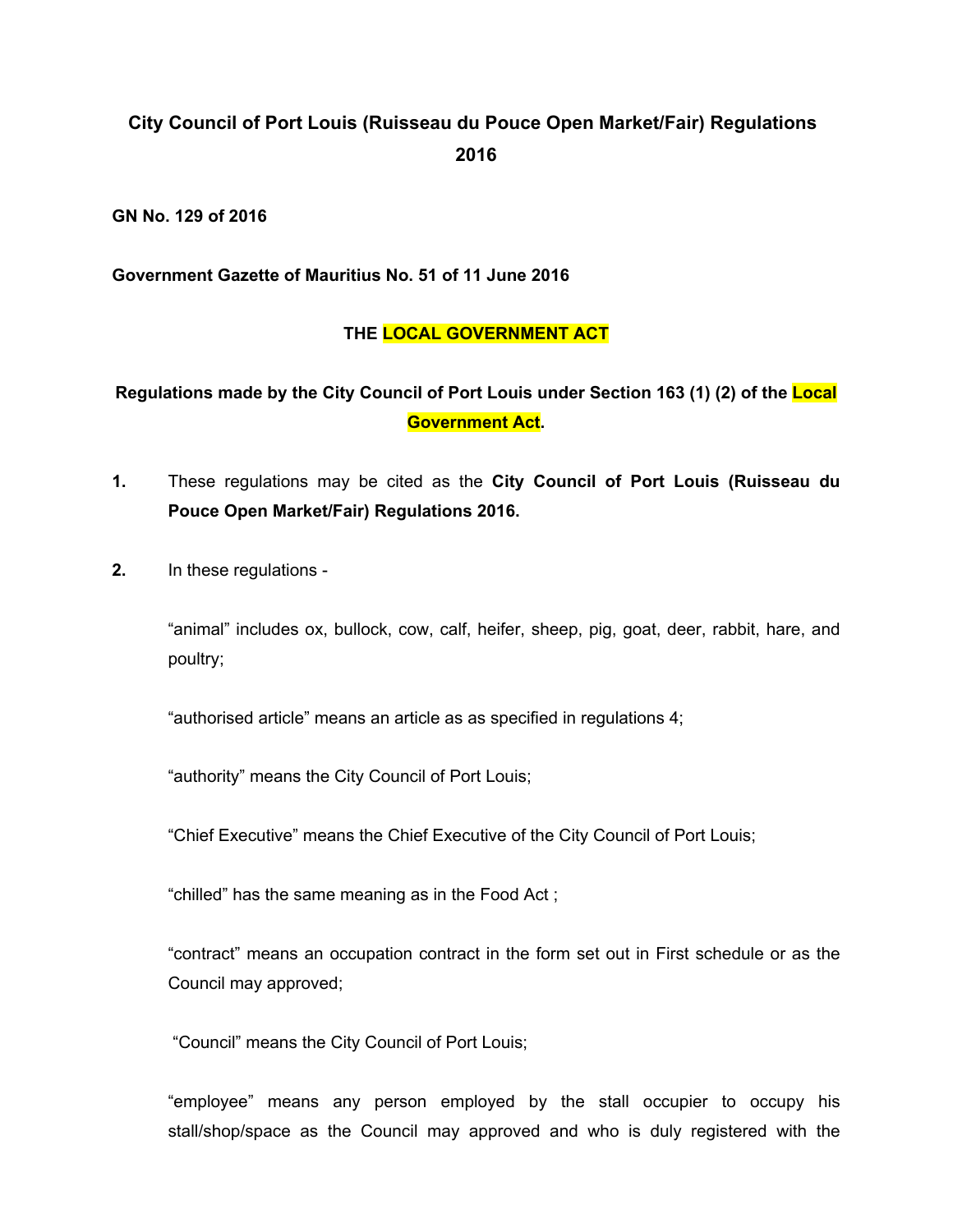# City Council of Port Louis (Ruisseau du Pouce Open Market/Fair) Regulations 2016

**GN No. 129 of 2016**

**Government Gazette of Mauritius No. 51 of 11 June 2016**

## THE LOCAL GOVERNMENT ACT

### Regulations made by the City Council of Port Louis under Section 163 (1) (2) of the Local Government Act.

**1.** These regulations may be cited as the **City Council of Port Louis (Ruisseau du Pouce Open Market/Fair) Regulations 2016.**

**2.** In these regulations -

"animal" includes ox, bullock, cow, calf, heifer, sheep, pig, goat, deer, rabbit, hare, and poultry;

"authorised article" means an article as as specified in regulations 4;

"authority" means the City Council of Port Louis;

"Chief Executive" means the Chief Executive of the City Council of Port Louis;

"chilled" has the same meaning as in the Food Act ;

"contract" means an occupation contract in the form set out in First schedule or as the Council may approved;

"Council" means the City Council of Port Louis;

"employee" means any person employed by the stall occupier to occupy his stall/shop/space as the Council may approved and who is duly registered with the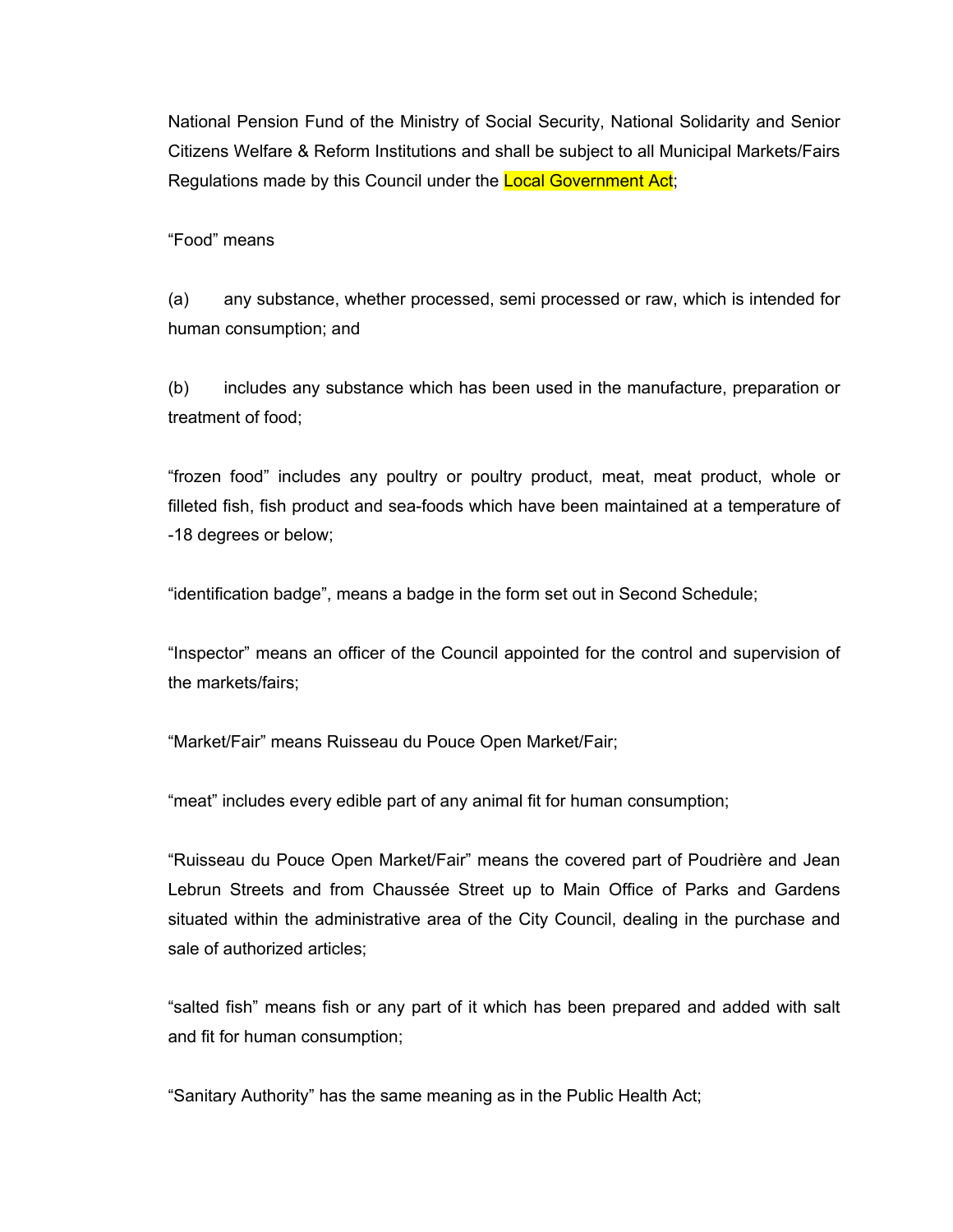National Pension Fund of the Ministry of Social Security, National Solidarity and Senior Citizens Welfare & Reform Institutions and shall be subject to all Municipal Markets/Fairs Regulations made by this Council under the Local Government Act;

"Food" means

(a) any substance, whether processed, semi processed or raw, which is intended for human consumption; and

(b) includes any substance which has been used in the manufacture, preparation or treatment of food;

"frozen food" includes any poultry or poultry product, meat, meat product, whole or filleted fish, fish product and sea-foods which have been maintained at a temperature of -18 degrees or below;

"identification badge", means a badge in the form set out in Second Schedule;

"Inspector" means an officer of the Council appointed for the control and supervision of the markets/fairs;

"Market/Fair" means Ruisseau du Pouce Open Market/Fair;

"meat" includes every edible part of any animal fit for human consumption;

"Ruisseau du Pouce Open Market/Fair" means the covered part of Poudrière and Jean Lebrun Streets and from Chaussée Street up to Main Office of Parks and Gardens situated within the administrative area of the City Council, dealing in the purchase and sale of authorized articles;

"salted fish" means fish or any part of it which has been prepared and added with salt and fit for human consumption;

"Sanitary Authority" has the same meaning as in the Public Health Act;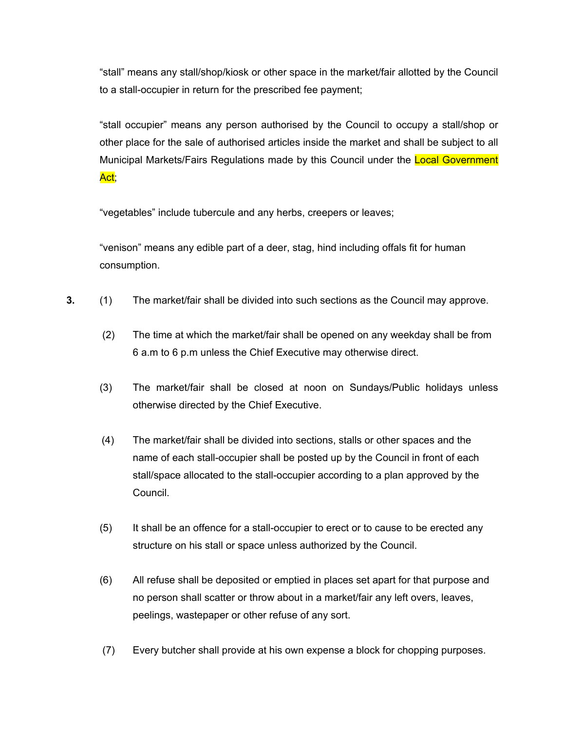"stall" means any stall/shop/kiosk or other space in the market/fair allotted by the Council to a stall-occupier in return for the prescribed fee payment;

"stall occupier" means any person authorised by the Council to occupy a stall/shop or other place for the sale of authorised articles inside the market and shall be subject to all Municipal Markets/Fairs Regulations made by this Council under the Local Government Act;

"vegetables" include tubercule and any herbs, creepers or leaves;

"venison" means any edible part of a deer, stag, hind including offals fit for human consumption.

**3.** (1) The market/fair shall be divided into such sections as the Council may approve.

(2) The time at which the market/fair shall be opened on any weekday shall be from 6 a.m to 6 p.m unless the Chief Executive may otherwise direct.

(3) The market/fair shall be closed at noon on Sundays/Public holidays unless otherwise directed by the Chief Executive.

(4) The market/fair shall be divided into sections, stalls or other spaces and the name of each stall-occupier shall be posted up by the Council in front of each stall/space allocated to the stall-occupier according to a plan approved by the Council.

(5) It shall be an offence for a stall-occupier to erect or to cause to be erected any structure on his stall or space unless authorized by the Council.

(6) All refuse shall be deposited or emptied in places set apart for that purpose and no person shall scatter or throw about in a market/fair any left overs, leaves, peelings, wastepaper or other refuse of any sort.

(7) Every butcher shall provide at his own expense a block for chopping purposes.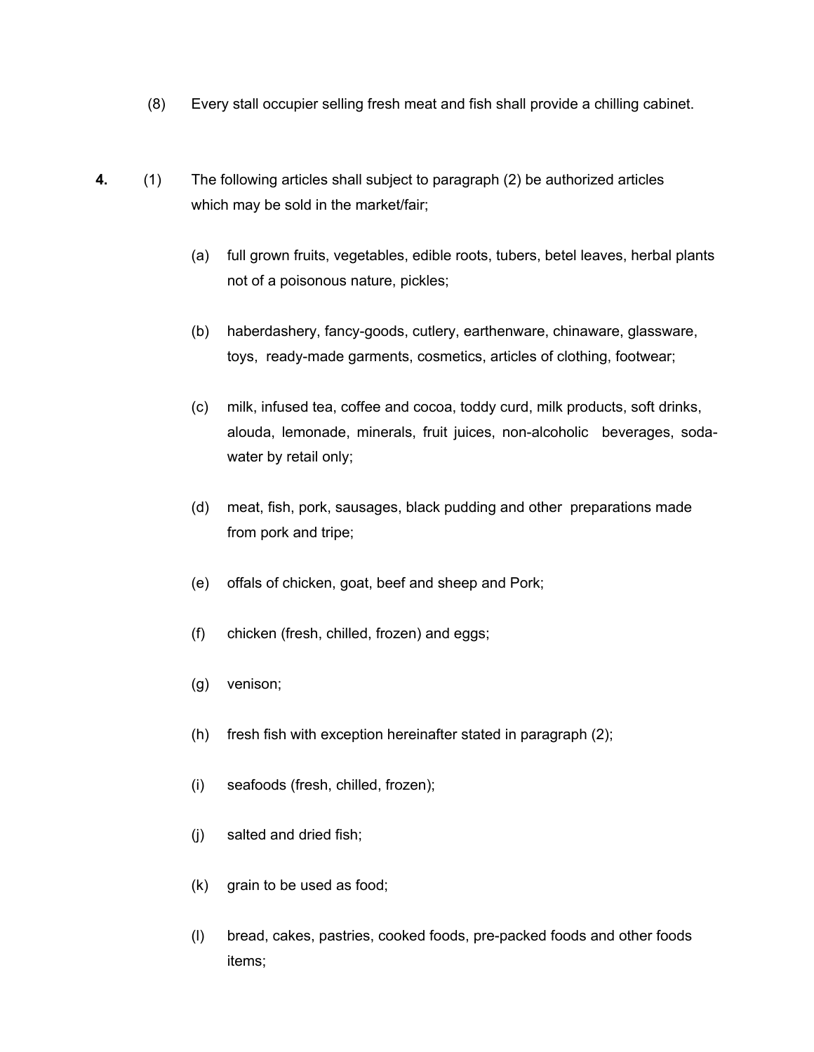(8) Every stall occupier selling fresh meat and fish shall provide a chilling cabinet.

**4.** (1) The following articles shall subject to paragraph (2) be authorized articles which may be sold in the market/fair;

(a) full grown fruits, vegetables, edible roots, tubers, betel leaves, herbal plants not of a poisonous nature, pickles;

(b) haberdashery, fancy-goods, cutlery, earthenware, chinaware, glassware, toys, ready-made garments, cosmetics, articles of clothing, footwear;

(c) milk, infused tea, coffee and cocoa, toddy curd, milk products, soft drinks, alouda, lemonade, minerals, fruit juices, non-alcoholic beverages, soda-water by retail only;

(d) meat, fish, pork, sausages, black pudding and other preparations made from pork and tripe;

(e) offals of chicken, goat, beef and sheep and Pork;

(f) chicken (fresh, chilled, frozen) and eggs;

(g) venison;

(h) fresh fish with exception hereinafter stated in paragraph (2);

(i) seafoods (fresh, chilled, frozen);

(j) salted and dried fish;

(k) grain to be used as food;

(l) bread, cakes, pastries, cooked foods, pre-packed foods and other foods items;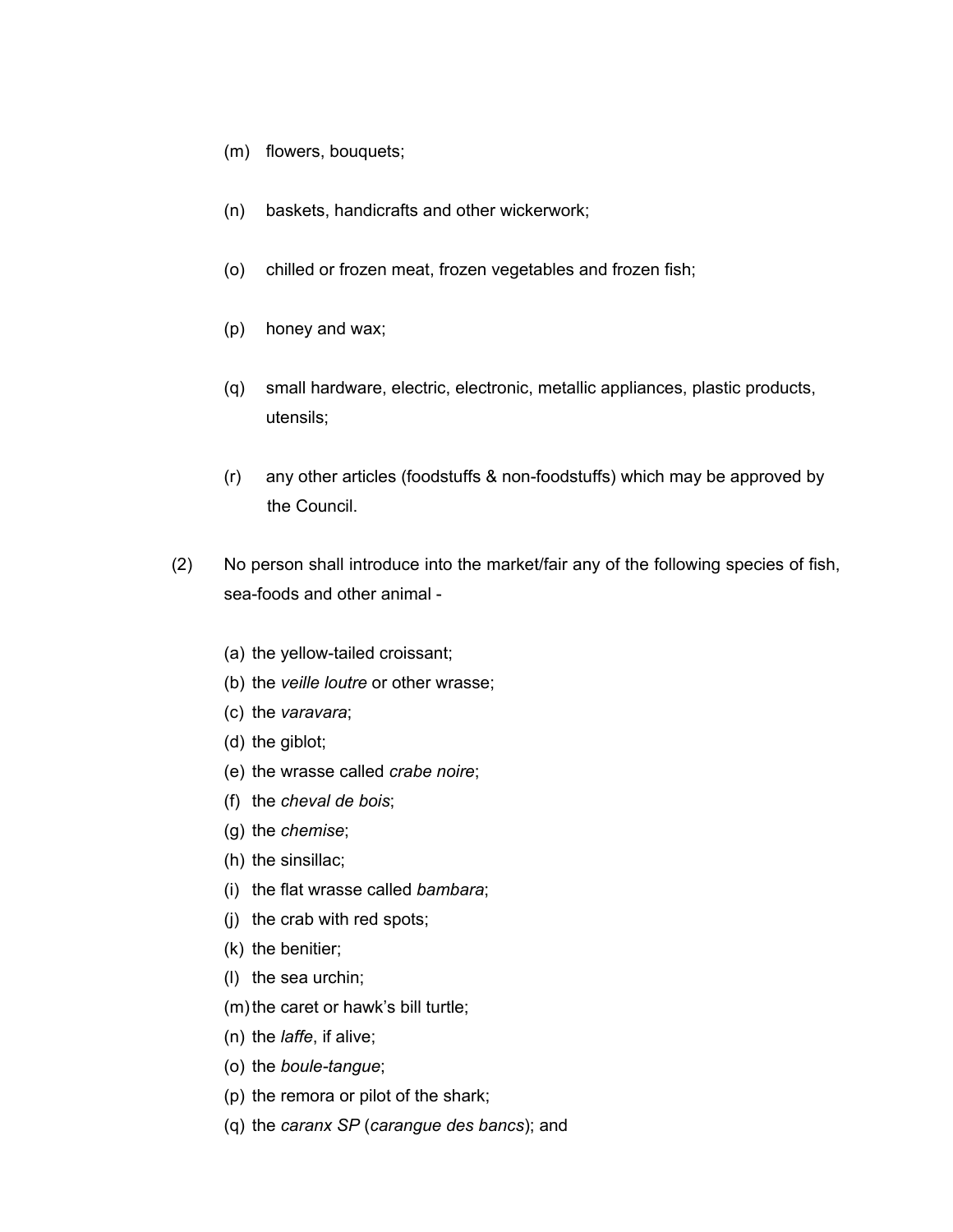(m) flowers, bouquets;

(n) baskets, handicrafts and other wickerwork;

(o) chilled or frozen meat, frozen vegetables and frozen fish;

(p) honey and wax;

(q) small hardware, electric, electronic, metallic appliances, plastic products, utensils;

(r) any other articles (foodstuffs & non-foodstuffs) which may be approved by the Council.

(2) No person shall introduce into the market/fair any of the following species of fish, sea-foods and other animal -

(a) the yellow-tailed croissant;
(b) the *veille loutre* or other wrasse;
(c) the *varavara*;
(d) the giblot;
(e) the wrasse called *crabe noire*;
(f) the *cheval de bois*;
(g) the *chemise*;
(h) the sinsillac;
(i) the flat wrasse called *bambara*;
(j) the crab with red spots;
(k) the benitier;
(l) the sea urchin;
(m) the caret or hawk's bill turtle;
(n) the *laffe*, if alive;
(o) the *boule-tangue*;
(p) the remora or pilot of the shark;
(q) the *caranx SP* (*carangue des bancs*); and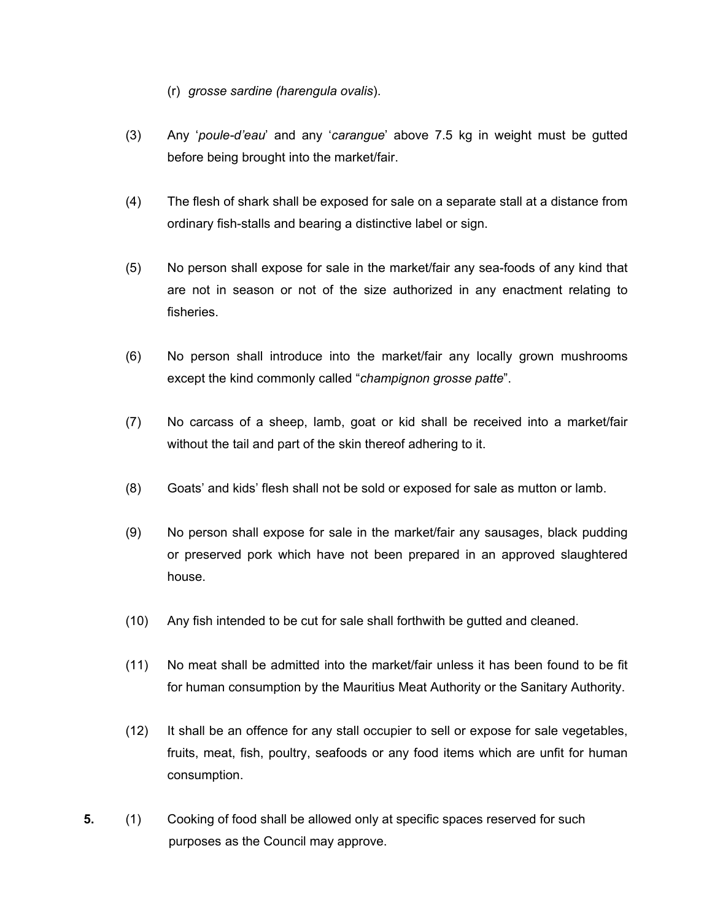(r) *grosse sardine (harengula ovalis*).

(3) Any '*poule-d'eau*' and any '*carangue*' above 7.5 kg in weight must be gutted before being brought into the market/fair.

(4) The flesh of shark shall be exposed for sale on a separate stall at a distance from ordinary fish-stalls and bearing a distinctive label or sign.

(5) No person shall expose for sale in the market/fair any sea-foods of any kind that are not in season or not of the size authorized in any enactment relating to fisheries.

(6) No person shall introduce into the market/fair any locally grown mushrooms except the kind commonly called "*champignon grosse patte*".

(7) No carcass of a sheep, lamb, goat or kid shall be received into a market/fair without the tail and part of the skin thereof adhering to it.

(8) Goats' and kids' flesh shall not be sold or exposed for sale as mutton or lamb.

(9) No person shall expose for sale in the market/fair any sausages, black pudding or preserved pork which have not been prepared in an approved slaughtered house.

(10) Any fish intended to be cut for sale shall forthwith be gutted and cleaned.

(11) No meat shall be admitted into the market/fair unless it has been found to be fit for human consumption by the Mauritius Meat Authority or the Sanitary Authority.

(12) It shall be an offence for any stall occupier to sell or expose for sale vegetables, fruits, meat, fish, poultry, seafoods or any food items which are unfit for human consumption.

**5.** (1) Cooking of food shall be allowed only at specific spaces reserved for such purposes as the Council may approve.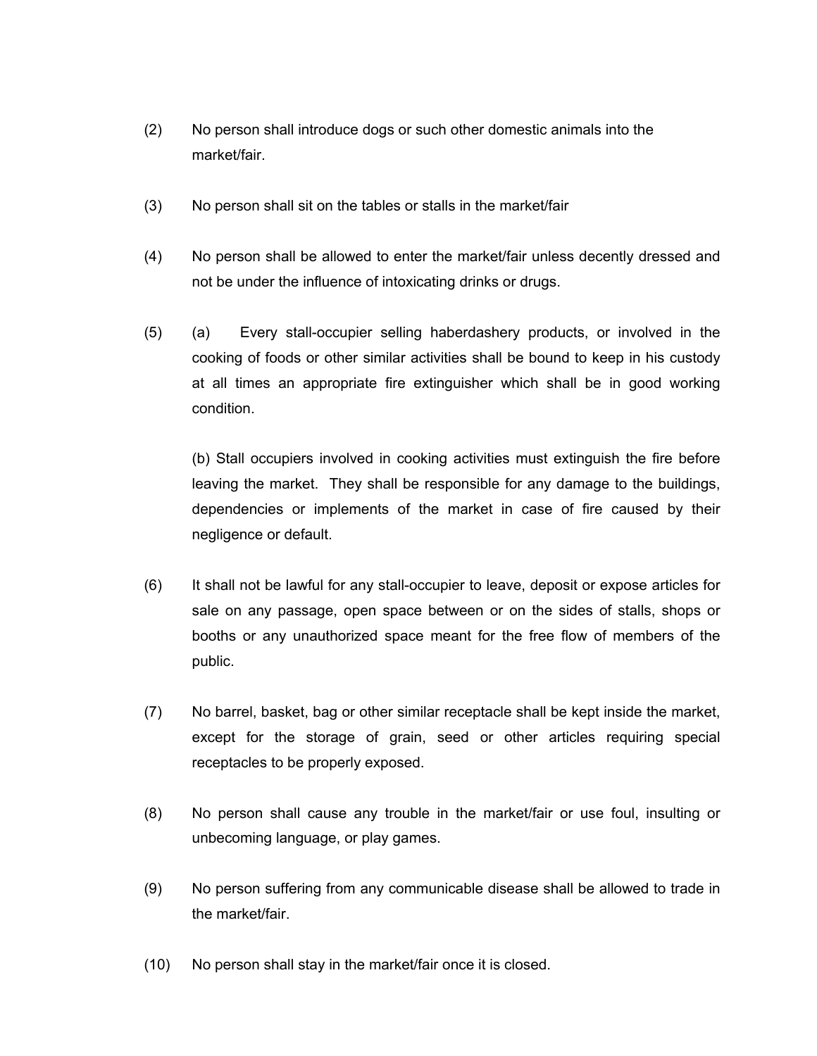(2) No person shall introduce dogs or such other domestic animals into the market/fair.

(3) No person shall sit on the tables or stalls in the market/fair

(4) No person shall be allowed to enter the market/fair unless decently dressed and not be under the influence of intoxicating drinks or drugs.

(5) (a) Every stall-occupier selling haberdashery products, or involved in the cooking of foods or other similar activities shall be bound to keep in his custody at all times an appropriate fire extinguisher which shall be in good working condition.

(b) Stall occupiers involved in cooking activities must extinguish the fire before leaving the market. They shall be responsible for any damage to the buildings, dependencies or implements of the market in case of fire caused by their negligence or default.

(6) It shall not be lawful for any stall-occupier to leave, deposit or expose articles for sale on any passage, open space between or on the sides of stalls, shops or booths or any unauthorized space meant for the free flow of members of the public.

(7) No barrel, basket, bag or other similar receptacle shall be kept inside the market, except for the storage of grain, seed or other articles requiring special receptacles to be properly exposed.

(8) No person shall cause any trouble in the market/fair or use foul, insulting or unbecoming language, or play games.

(9) No person suffering from any communicable disease shall be allowed to trade in the market/fair.

(10) No person shall stay in the market/fair once it is closed.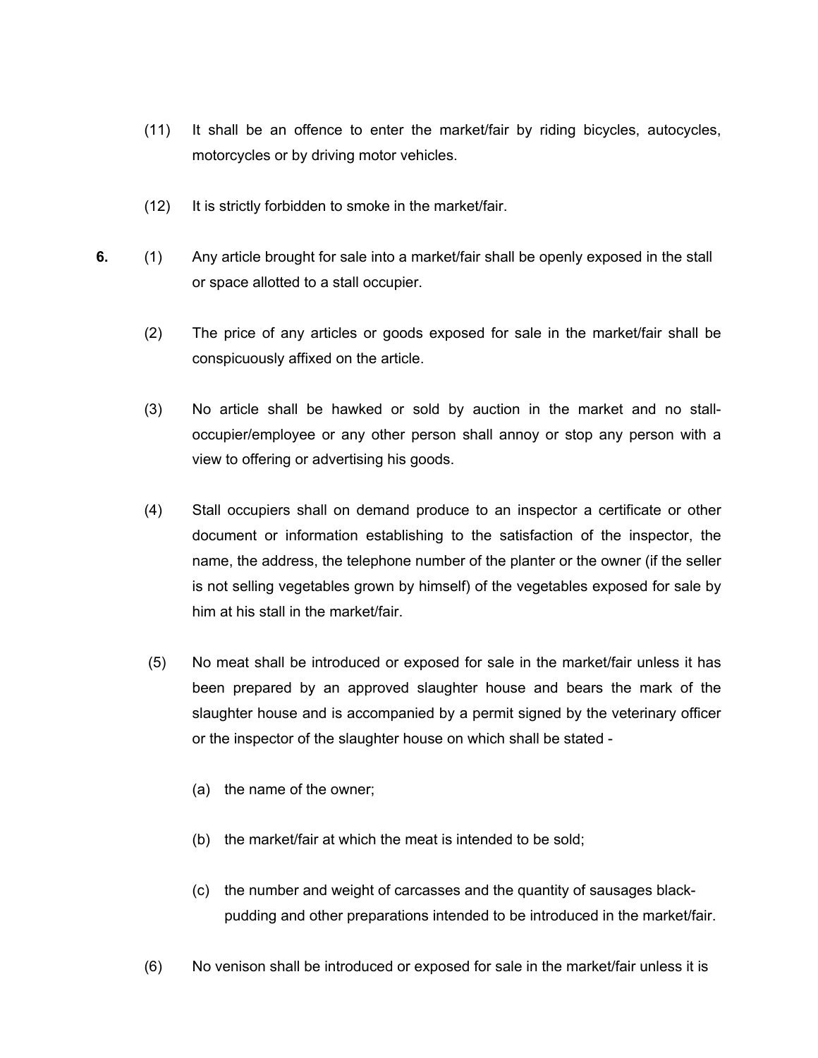(11) It shall be an offence to enter the market/fair by riding bicycles, autocycles, motorcycles or by driving motor vehicles.

(12) It is strictly forbidden to smoke in the market/fair.

**6.** (1) Any article brought for sale into a market/fair shall be openly exposed in the stall or space allotted to a stall occupier.

(2) The price of any articles or goods exposed for sale in the market/fair shall be conspicuously affixed on the article.

(3) No article shall be hawked or sold by auction in the market and no stall-occupier/employee or any other person shall annoy or stop any person with a view to offering or advertising his goods.

(4) Stall occupiers shall on demand produce to an inspector a certificate or other document or information establishing to the satisfaction of the inspector, the name, the address, the telephone number of the planter or the owner (if the seller is not selling vegetables grown by himself) of the vegetables exposed for sale by him at his stall in the market/fair.

(5) No meat shall be introduced or exposed for sale in the market/fair unless it has been prepared by an approved slaughter house and bears the mark of the slaughter house and is accompanied by a permit signed by the veterinary officer or the inspector of the slaughter house on which shall be stated -

(a) the name of the owner;

(b) the market/fair at which the meat is intended to be sold;

(c) the number and weight of carcasses and the quantity of sausages black-pudding and other preparations intended to be introduced in the market/fair.

(6) No venison shall be introduced or exposed for sale in the market/fair unless it is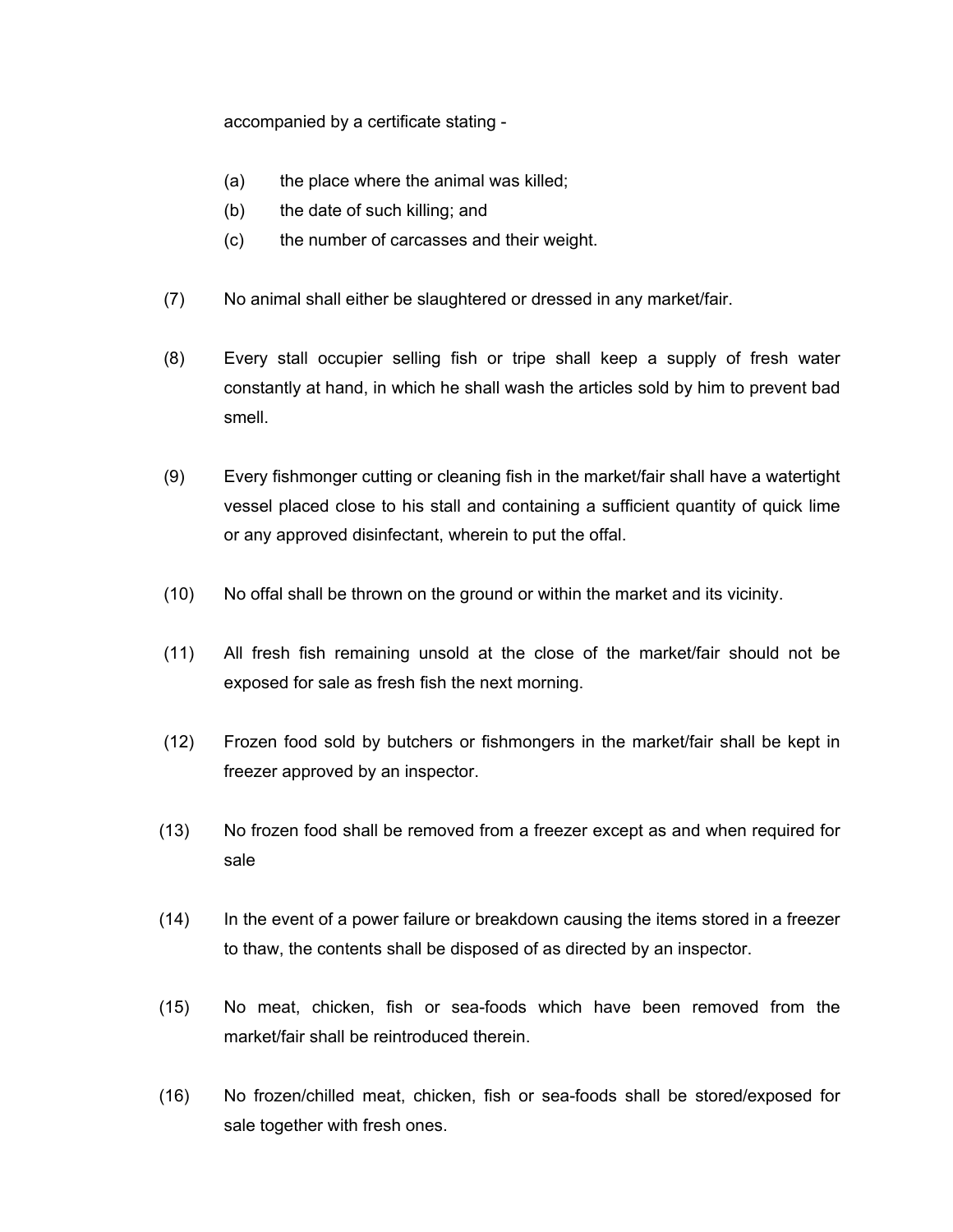accompanied by a certificate stating -

(a) the place where the animal was killed;
(b) the date of such killing; and
(c) the number of carcasses and their weight.

(7) No animal shall either be slaughtered or dressed in any market/fair.

(8) Every stall occupier selling fish or tripe shall keep a supply of fresh water constantly at hand, in which he shall wash the articles sold by him to prevent bad smell.

(9) Every fishmonger cutting or cleaning fish in the market/fair shall have a watertight vessel placed close to his stall and containing a sufficient quantity of quick lime or any approved disinfectant, wherein to put the offal.

(10) No offal shall be thrown on the ground or within the market and its vicinity.

(11) All fresh fish remaining unsold at the close of the market/fair should not be exposed for sale as fresh fish the next morning.

(12) Frozen food sold by butchers or fishmongers in the market/fair shall be kept in freezer approved by an inspector.

(13) No frozen food shall be removed from a freezer except as and when required for sale

(14) In the event of a power failure or breakdown causing the items stored in a freezer to thaw, the contents shall be disposed of as directed by an inspector.

(15) No meat, chicken, fish or sea-foods which have been removed from the market/fair shall be reintroduced therein.

(16) No frozen/chilled meat, chicken, fish or sea-foods shall be stored/exposed for sale together with fresh ones.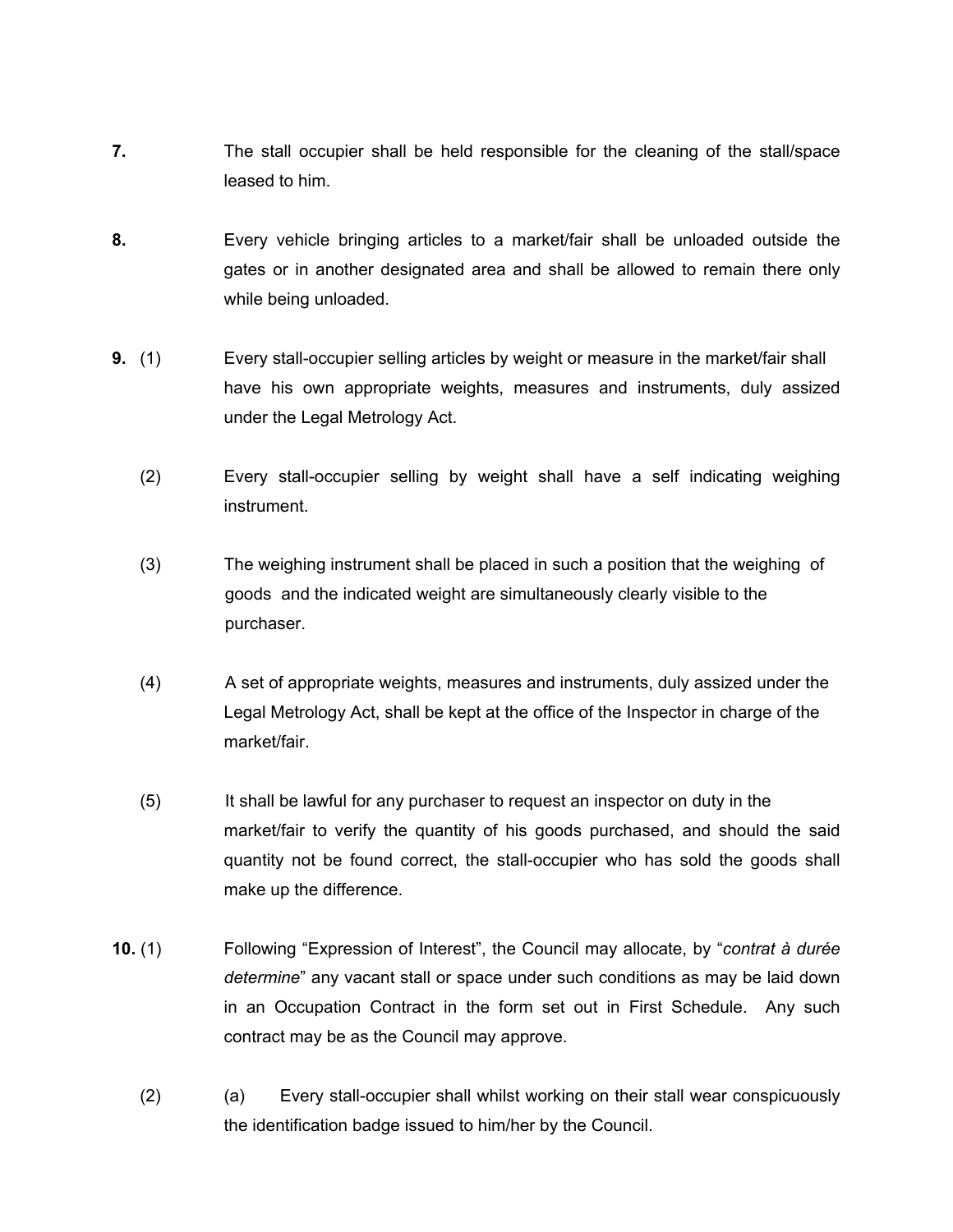**7.** The stall occupier shall be held responsible for the cleaning of the stall/space leased to him.

**8.** Every vehicle bringing articles to a market/fair shall be unloaded outside the gates or in another designated area and shall be allowed to remain there only while being unloaded.

**9.** (1) Every stall-occupier selling articles by weight or measure in the market/fair shall have his own appropriate weights, measures and instruments, duly assized under the Legal Metrology Act.

(2) Every stall-occupier selling by weight shall have a self indicating weighing instrument.

(3) The weighing instrument shall be placed in such a position that the weighing of goods and the indicated weight are simultaneously clearly visible to the purchaser.

(4) A set of appropriate weights, measures and instruments, duly assized under the Legal Metrology Act, shall be kept at the office of the Inspector in charge of the market/fair.

(5) It shall be lawful for any purchaser to request an inspector on duty in the market/fair to verify the quantity of his goods purchased, and should the said quantity not be found correct, the stall-occupier who has sold the goods shall make up the difference.

**10.** (1) Following "Expression of Interest", the Council may allocate, by "*contrat à durée determine*" any vacant stall or space under such conditions as may be laid down in an Occupation Contract in the form set out in First Schedule. Any such contract may be as the Council may approve.

(2) (a) Every stall-occupier shall whilst working on their stall wear conspicuously the identification badge issued to him/her by the Council.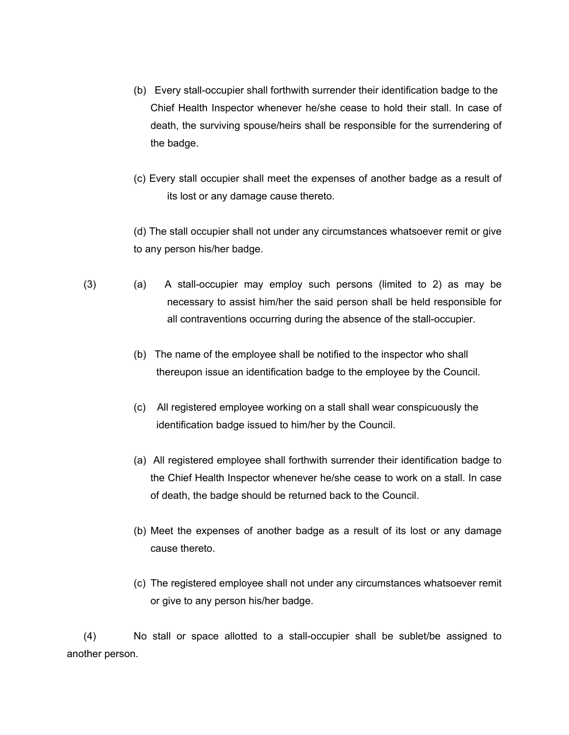(b) Every stall-occupier shall forthwith surrender their identification badge to the Chief Health Inspector whenever he/she cease to hold their stall. In case of death, the surviving spouse/heirs shall be responsible for the surrendering of the badge.

(c) Every stall occupier shall meet the expenses of another badge as a result of its lost or any damage cause thereto.

(d) The stall occupier shall not under any circumstances whatsoever remit or give to any person his/her badge.

(3) (a) A stall-occupier may employ such persons (limited to 2) as may be necessary to assist him/her the said person shall be held responsible for all contraventions occurring during the absence of the stall-occupier.

(b) The name of the employee shall be notified to the inspector who shall thereupon issue an identification badge to the employee by the Council.

(c) All registered employee working on a stall shall wear conspicuously the identification badge issued to him/her by the Council.

(a) All registered employee shall forthwith surrender their identification badge to the Chief Health Inspector whenever he/she cease to work on a stall. In case of death, the badge should be returned back to the Council.

(b) Meet the expenses of another badge as a result of its lost or any damage cause thereto.

(c) The registered employee shall not under any circumstances whatsoever remit or give to any person his/her badge.

(4) No stall or space allotted to a stall-occupier shall be sublet/be assigned to another person.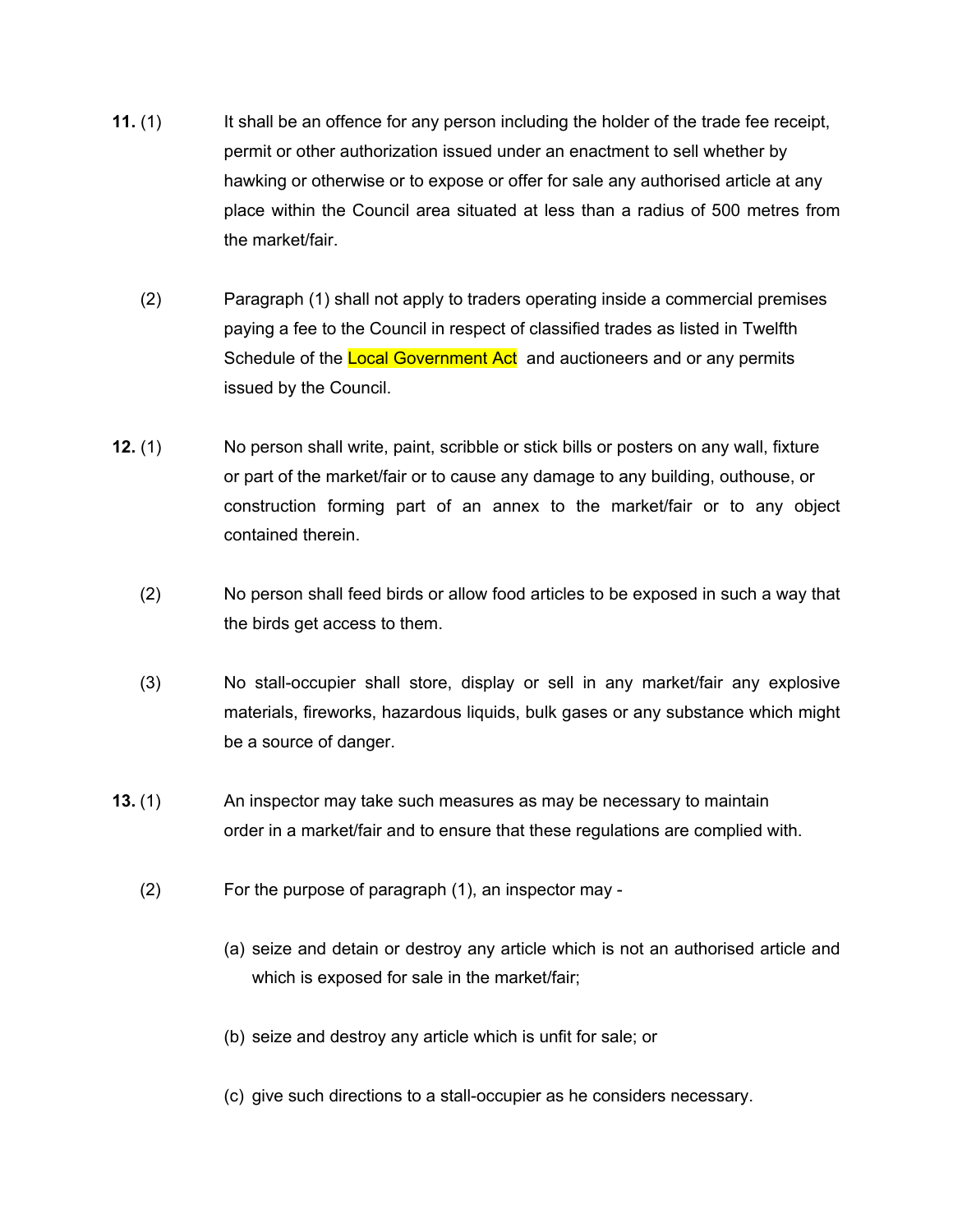**11.** (1) It shall be an offence for any person including the holder of the trade fee receipt, permit or other authorization issued under an enactment to sell whether by hawking or otherwise or to expose or offer for sale any authorised article at any place within the Council area situated at less than a radius of 500 metres from the market/fair.

(2) Paragraph (1) shall not apply to traders operating inside a commercial premises paying a fee to the Council in respect of classified trades as listed in Twelfth Schedule of the Local Government Act and auctioneers and or any permits issued by the Council.

**12.** (1) No person shall write, paint, scribble or stick bills or posters on any wall, fixture or part of the market/fair or to cause any damage to any building, outhouse, or construction forming part of an annex to the market/fair or to any object contained therein.

(2) No person shall feed birds or allow food articles to be exposed in such a way that the birds get access to them.

(3) No stall-occupier shall store, display or sell in any market/fair any explosive materials, fireworks, hazardous liquids, bulk gases or any substance which might be a source of danger.

**13.** (1) An inspector may take such measures as may be necessary to maintain order in a market/fair and to ensure that these regulations are complied with.

(2) For the purpose of paragraph (1), an inspector may -

(a) seize and detain or destroy any article which is not an authorised article and which is exposed for sale in the market/fair;

(b) seize and destroy any article which is unfit for sale; or

(c) give such directions to a stall-occupier as he considers necessary.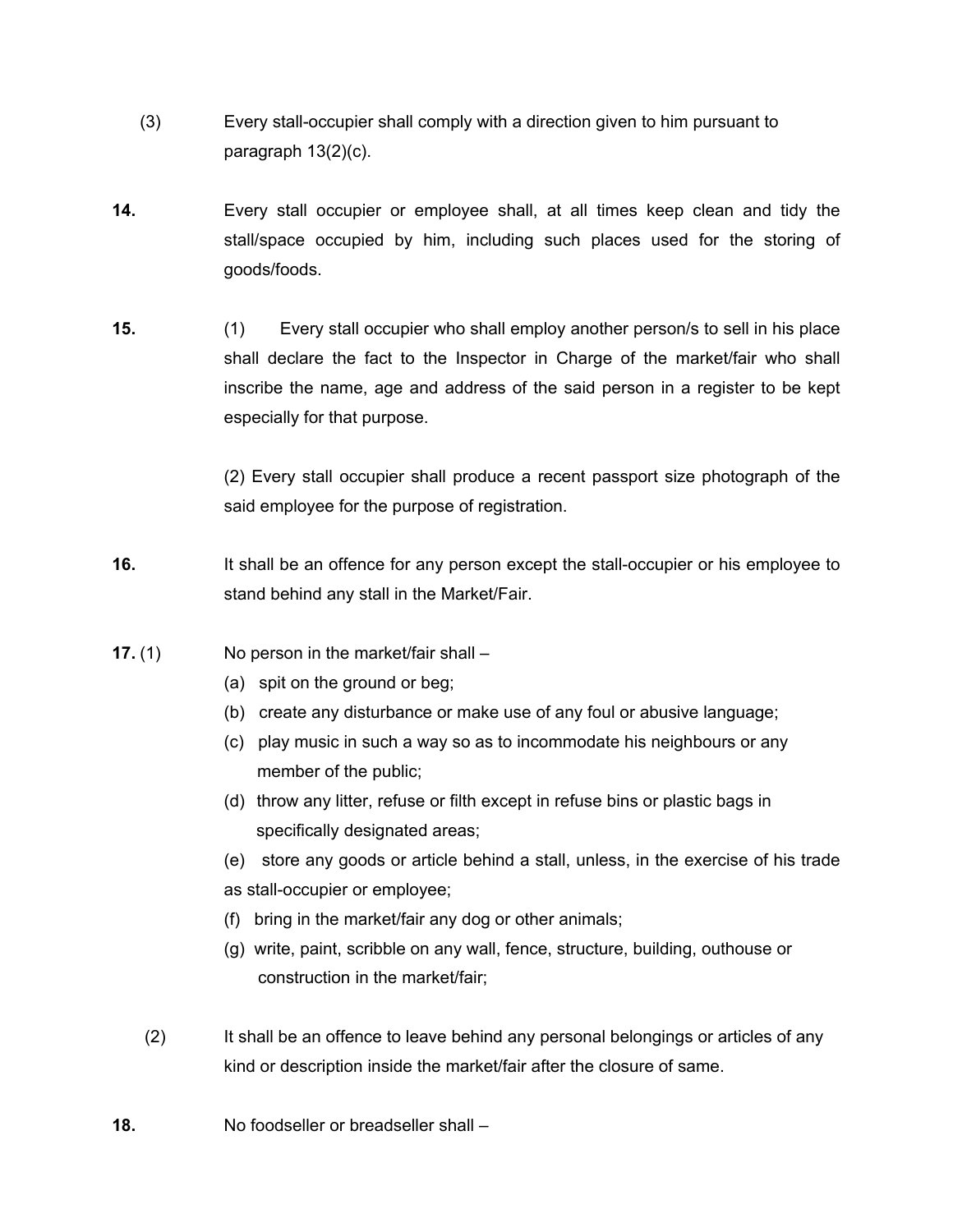(3) Every stall-occupier shall comply with a direction given to him pursuant to paragraph 13(2)(c).

**14.** Every stall occupier or employee shall, at all times keep clean and tidy the stall/space occupied by him, including such places used for the storing of goods/foods.

**15.** (1) Every stall occupier who shall employ another person/s to sell in his place shall declare the fact to the Inspector in Charge of the market/fair who shall inscribe the name, age and address of the said person in a register to be kept especially for that purpose.

(2) Every stall occupier shall produce a recent passport size photograph of the said employee for the purpose of registration.

**16.** It shall be an offence for any person except the stall-occupier or his employee to stand behind any stall in the Market/Fair.

**17.** (1) No person in the market/fair shall –

(a) spit on the ground or beg;

(b) create any disturbance or make use of any foul or abusive language;

(c) play music in such a way so as to incommodate his neighbours or any member of the public;

(d) throw any litter, refuse or filth except in refuse bins or plastic bags in specifically designated areas;

(e) store any goods or article behind a stall, unless, in the exercise of his trade as stall-occupier or employee;

(f) bring in the market/fair any dog or other animals;

(g) write, paint, scribble on any wall, fence, structure, building, outhouse or construction in the market/fair;

(2) It shall be an offence to leave behind any personal belongings or articles of any kind or description inside the market/fair after the closure of same.

**18.** No foodseller or breadseller shall –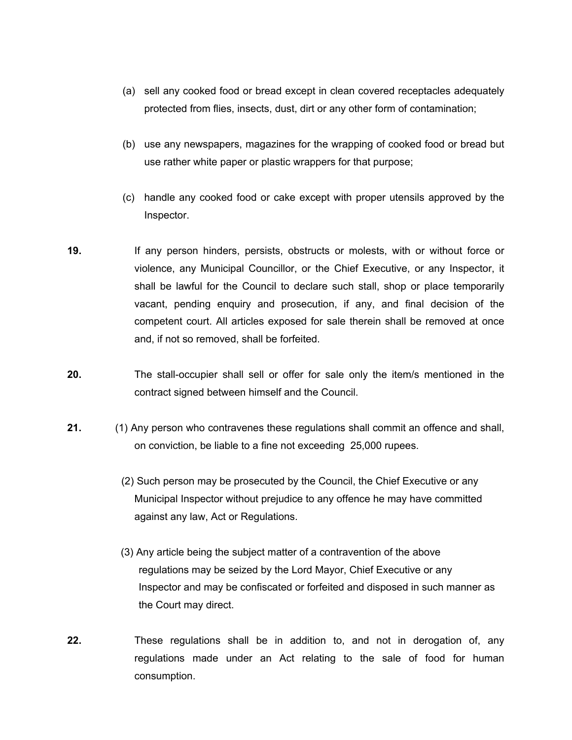(a) sell any cooked food or bread except in clean covered receptacles adequately protected from flies, insects, dust, dirt or any other form of contamination;

(b) use any newspapers, magazines for the wrapping of cooked food or bread but use rather white paper or plastic wrappers for that purpose;

(c) handle any cooked food or cake except with proper utensils approved by the Inspector.

**19.** If any person hinders, persists, obstructs or molests, with or without force or violence, any Municipal Councillor, or the Chief Executive, or any Inspector, it shall be lawful for the Council to declare such stall, shop or place temporarily vacant, pending enquiry and prosecution, if any, and final decision of the competent court. All articles exposed for sale therein shall be removed at once and, if not so removed, shall be forfeited.

**20.** The stall-occupier shall sell or offer for sale only the item/s mentioned in the contract signed between himself and the Council.

**21.** (1) Any person who contravenes these regulations shall commit an offence and shall, on conviction, be liable to a fine not exceeding 25,000 rupees.

(2) Such person may be prosecuted by the Council, the Chief Executive or any Municipal Inspector without prejudice to any offence he may have committed against any law, Act or Regulations.

(3) Any article being the subject matter of a contravention of the above regulations may be seized by the Lord Mayor, Chief Executive or any Inspector and may be confiscated or forfeited and disposed in such manner as the Court may direct.

**22.** These regulations shall be in addition to, and not in derogation of, any regulations made under an Act relating to the sale of food for human consumption.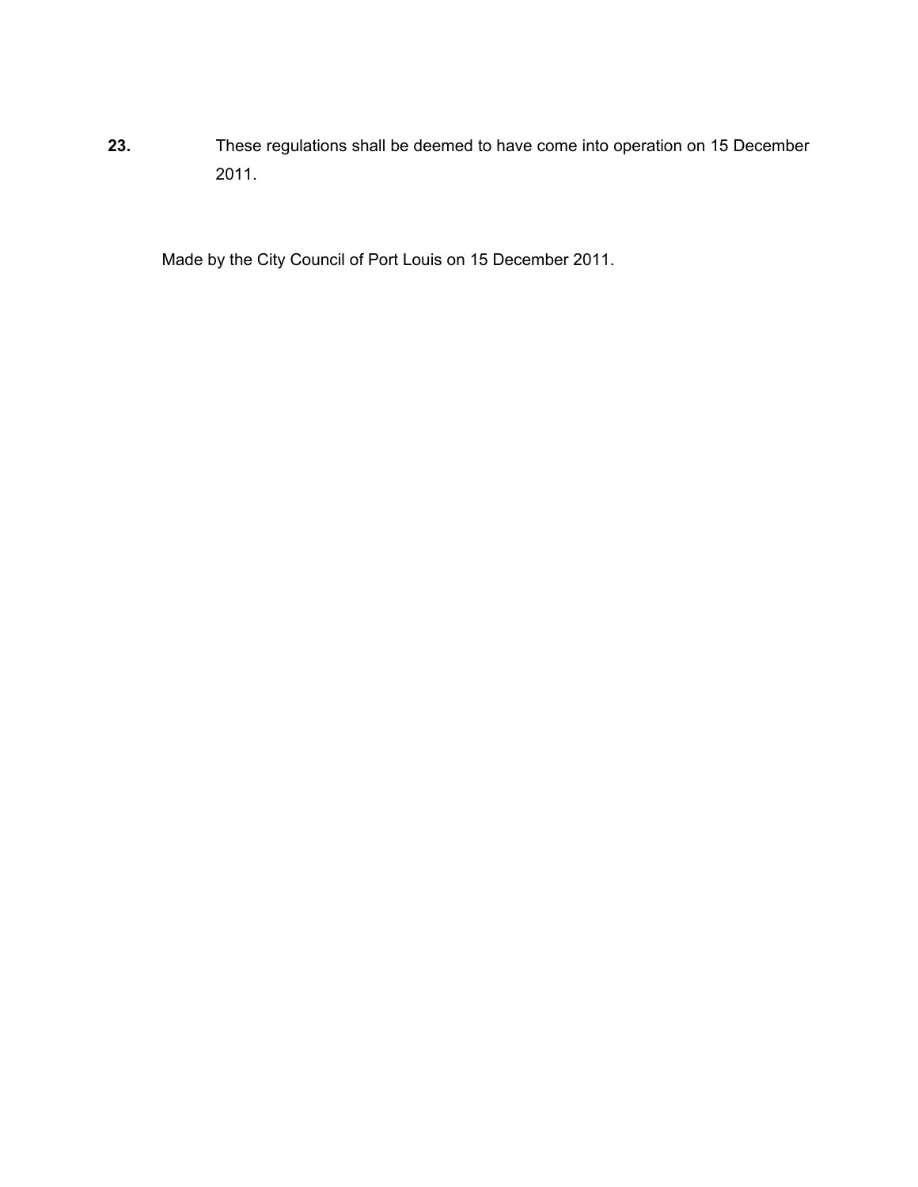**23.** These regulations shall be deemed to have come into operation on 15 December 2011.

Made by the City Council of Port Louis on 15 December 2011.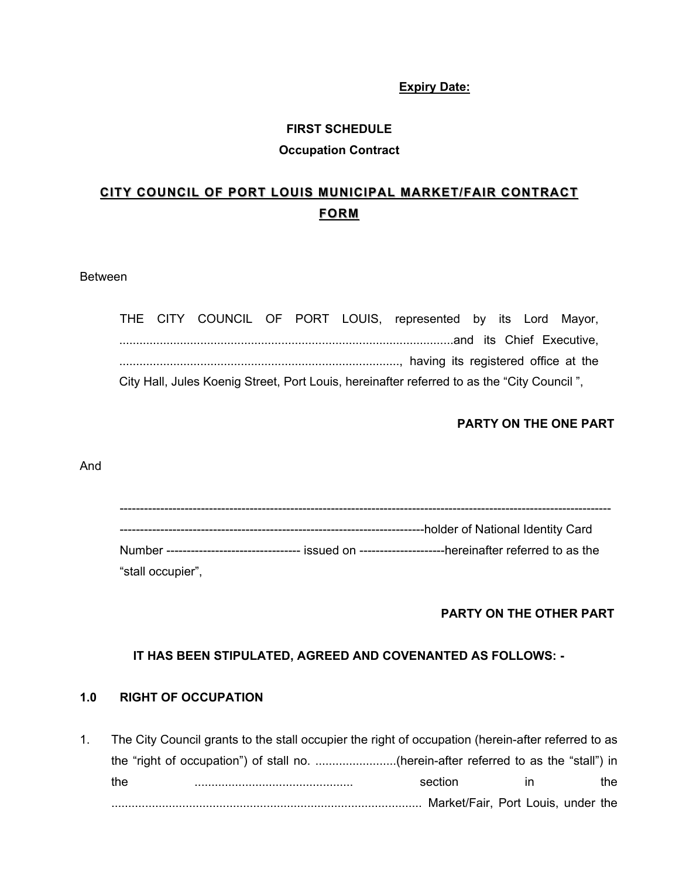**Expiry Date:**

**FIRST SCHEDULE**

**Occupation Contract**

## CITY COUNCIL OF PORT LOUIS MUNICIPAL MARKET/FAIR CONTRACT FORM

Between

THE CITY COUNCIL OF PORT LOUIS, represented by its Lord Mayor, ....................................................................................................and its Chief Executive, ...................................................................................., having its registered office at the City Hall, Jules Koenig Street, Port Louis, hereinafter referred to as the "City Council ",

**PARTY ON THE ONE PART**

And

----------------------------------------------------------------------------------------------------------------------- -------------------------------------------------------------------------holder of National Identity Card Number -------------------------------- issued on ---------------------hereinafter referred to as the "stall occupier",

**PARTY ON THE OTHER PART**

**IT HAS BEEN STIPULATED, AGREED AND COVENANTED AS FOLLOWS: -**

**1.0 RIGHT OF OCCUPATION**

1. The City Council grants to the stall occupier the right of occupation (herein-after referred to as the "right of occupation") of stall no. ........................(herein-after referred to as the "stall") in the .............................................. section in the ............................................................................................ Market/Fair, Port Louis, under the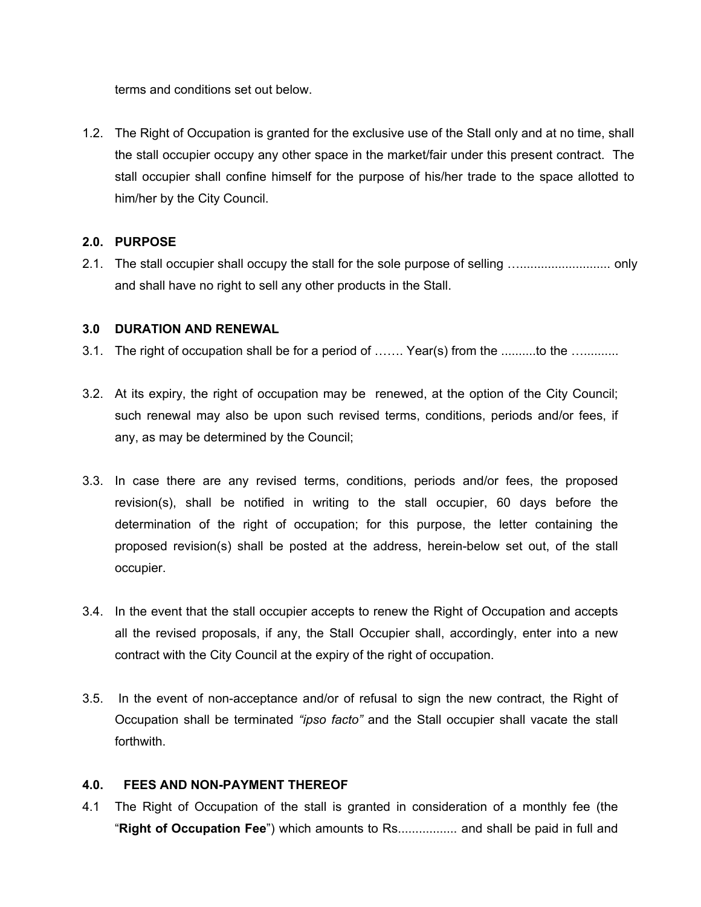terms and conditions set out below.

1.2. The Right of Occupation is granted for the exclusive use of the Stall only and at no time, shall the stall occupier occupy any other space in the market/fair under this present contract. The stall occupier shall confine himself for the purpose of his/her trade to the space allotted to him/her by the City Council.

**2.0. PURPOSE**

2.1. The stall occupier shall occupy the stall for the sole purpose of selling …......................... only and shall have no right to sell any other products in the Stall.

**3.0 DURATION AND RENEWAL**

3.1. The right of occupation shall be for a period of ……. Year(s) from the ..........to the …..........

3.2. At its expiry, the right of occupation may be renewed, at the option of the City Council; such renewal may also be upon such revised terms, conditions, periods and/or fees, if any, as may be determined by the Council;

3.3. In case there are any revised terms, conditions, periods and/or fees, the proposed revision(s), shall be notified in writing to the stall occupier, 60 days before the determination of the right of occupation; for this purpose, the letter containing the proposed revision(s) shall be posted at the address, herein-below set out, of the stall occupier.

3.4. In the event that the stall occupier accepts to renew the Right of Occupation and accepts all the revised proposals, if any, the Stall Occupier shall, accordingly, enter into a new contract with the City Council at the expiry of the right of occupation.

3.5. In the event of non-acceptance and/or of refusal to sign the new contract, the Right of Occupation shall be terminated *"ipso facto"* and the Stall occupier shall vacate the stall forthwith.

**4.0. FEES AND NON-PAYMENT THEREOF**

4.1 The Right of Occupation of the stall is granted in consideration of a monthly fee (the "**Right of Occupation Fee**") which amounts to Rs................. and shall be paid in full and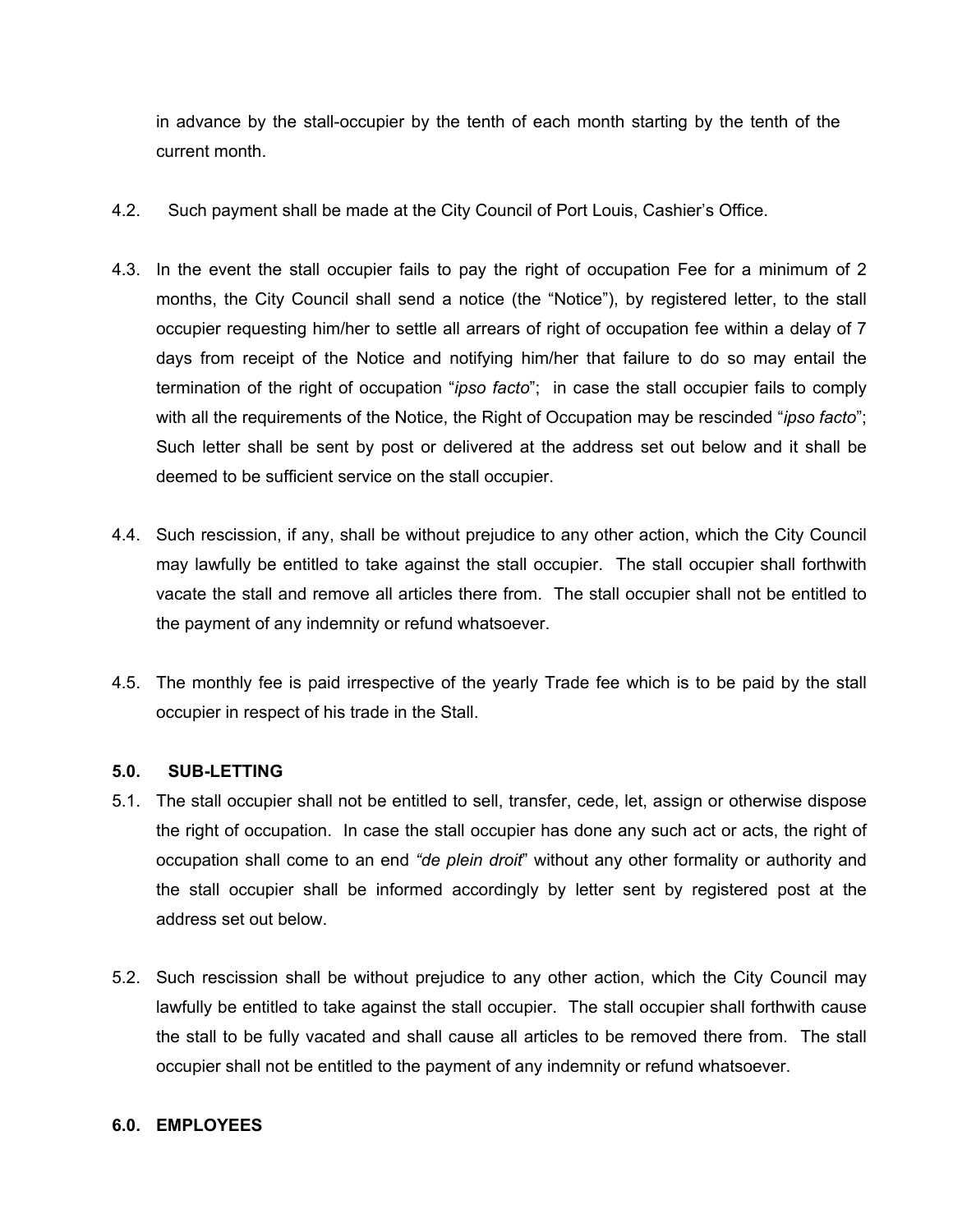in advance by the stall-occupier by the tenth of each month starting by the tenth of the current month.

4.2. Such payment shall be made at the City Council of Port Louis, Cashier's Office.

4.3. In the event the stall occupier fails to pay the right of occupation Fee for a minimum of 2 months, the City Council shall send a notice (the "Notice"), by registered letter, to the stall occupier requesting him/her to settle all arrears of right of occupation fee within a delay of 7 days from receipt of the Notice and notifying him/her that failure to do so may entail the termination of the right of occupation "*ipso facto*"; in case the stall occupier fails to comply with all the requirements of the Notice, the Right of Occupation may be rescinded "*ipso facto*"; Such letter shall be sent by post or delivered at the address set out below and it shall be deemed to be sufficient service on the stall occupier.

4.4. Such rescission, if any, shall be without prejudice to any other action, which the City Council may lawfully be entitled to take against the stall occupier. The stall occupier shall forthwith vacate the stall and remove all articles there from. The stall occupier shall not be entitled to the payment of any indemnity or refund whatsoever.

4.5. The monthly fee is paid irrespective of the yearly Trade fee which is to be paid by the stall occupier in respect of his trade in the Stall.

**5.0. SUB-LETTING**

5.1. The stall occupier shall not be entitled to sell, transfer, cede, let, assign or otherwise dispose the right of occupation. In case the stall occupier has done any such act or acts, the right of occupation shall come to an end *"de plein droit"* without any other formality or authority and the stall occupier shall be informed accordingly by letter sent by registered post at the address set out below.

5.2. Such rescission shall be without prejudice to any other action, which the City Council may lawfully be entitled to take against the stall occupier. The stall occupier shall forthwith cause the stall to be fully vacated and shall cause all articles to be removed there from. The stall occupier shall not be entitled to the payment of any indemnity or refund whatsoever.

**6.0. EMPLOYEES**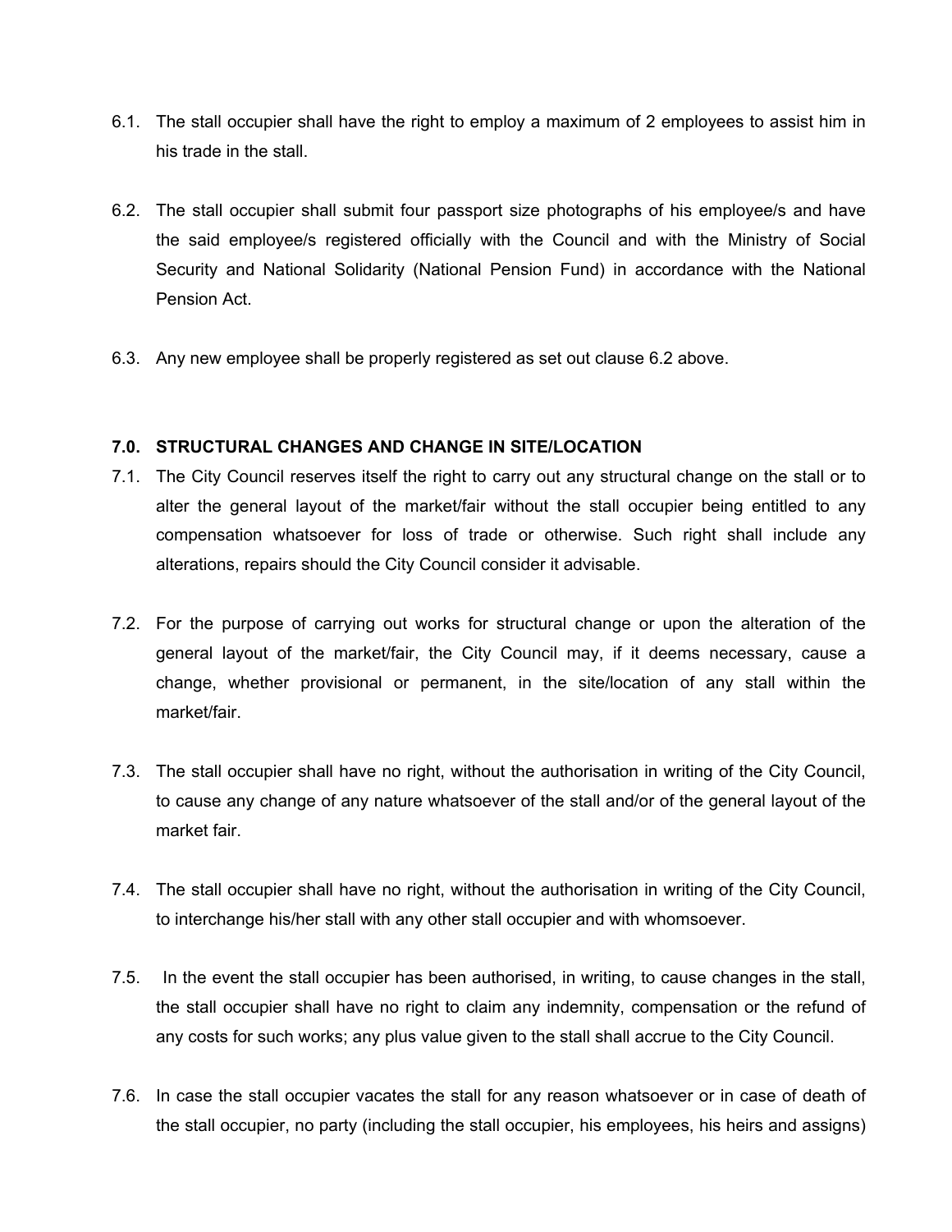6.1. The stall occupier shall have the right to employ a maximum of 2 employees to assist him in his trade in the stall.

6.2. The stall occupier shall submit four passport size photographs of his employee/s and have the said employee/s registered officially with the Council and with the Ministry of Social Security and National Solidarity (National Pension Fund) in accordance with the National Pension Act.

6.3. Any new employee shall be properly registered as set out clause 6.2 above.

### 7.0. STRUCTURAL CHANGES AND CHANGE IN SITE/LOCATION

7.1. The City Council reserves itself the right to carry out any structural change on the stall or to alter the general layout of the market/fair without the stall occupier being entitled to any compensation whatsoever for loss of trade or otherwise. Such right shall include any alterations, repairs should the City Council consider it advisable.

7.2. For the purpose of carrying out works for structural change or upon the alteration of the general layout of the market/fair, the City Council may, if it deems necessary, cause a change, whether provisional or permanent, in the site/location of any stall within the market/fair.

7.3. The stall occupier shall have no right, without the authorisation in writing of the City Council, to cause any change of any nature whatsoever of the stall and/or of the general layout of the market fair.

7.4. The stall occupier shall have no right, without the authorisation in writing of the City Council, to interchange his/her stall with any other stall occupier and with whomsoever.

7.5. In the event the stall occupier has been authorised, in writing, to cause changes in the stall, the stall occupier shall have no right to claim any indemnity, compensation or the refund of any costs for such works; any plus value given to the stall shall accrue to the City Council.

7.6. In case the stall occupier vacates the stall for any reason whatsoever or in case of death of the stall occupier, no party (including the stall occupier, his employees, his heirs and assigns)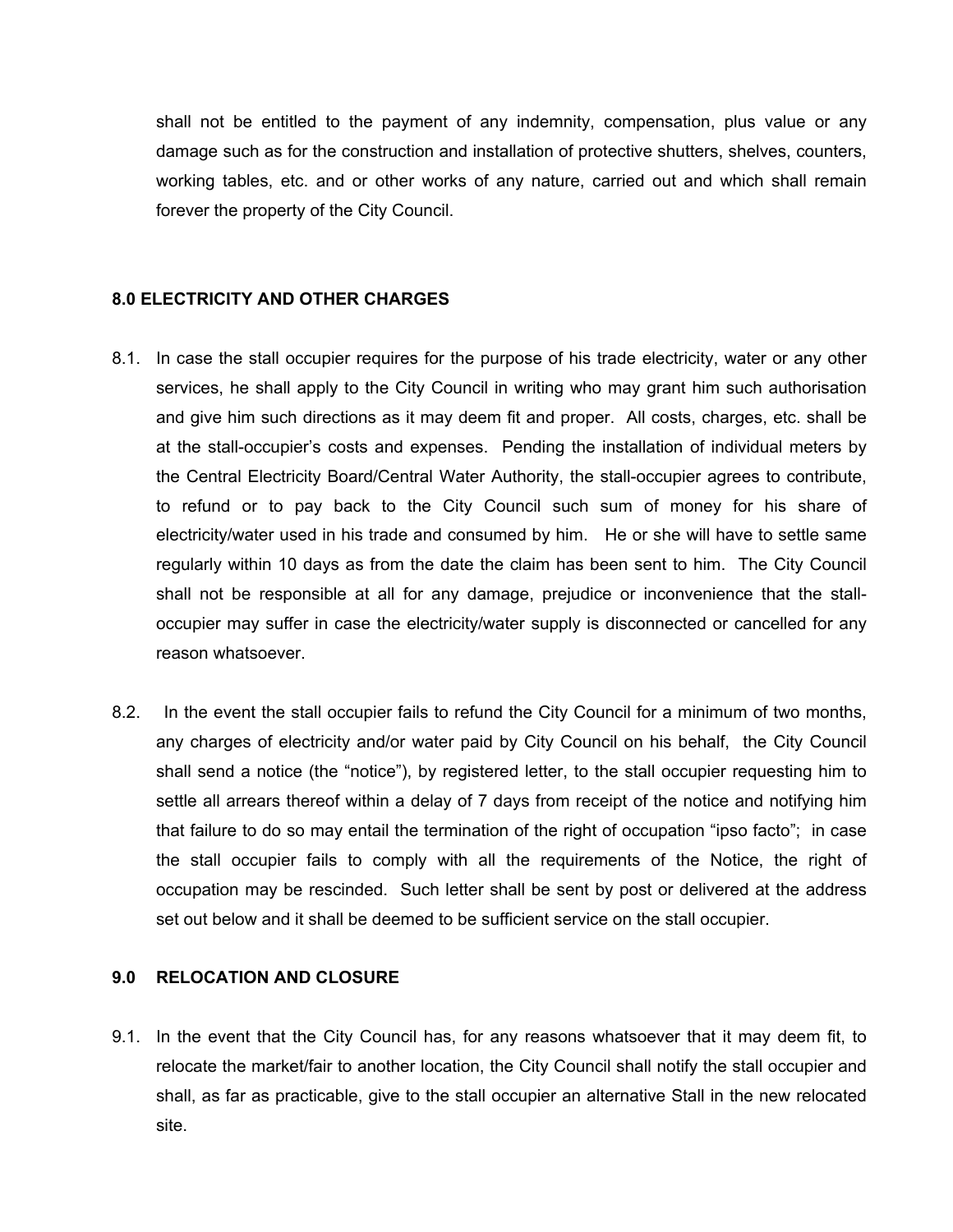shall not be entitled to the payment of any indemnity, compensation, plus value or any damage such as for the construction and installation of protective shutters, shelves, counters, working tables, etc. and or other works of any nature, carried out and which shall remain forever the property of the City Council.

## 8.0 ELECTRICITY AND OTHER CHARGES

8.1. In case the stall occupier requires for the purpose of his trade electricity, water or any other services, he shall apply to the City Council in writing who may grant him such authorisation and give him such directions as it may deem fit and proper. All costs, charges, etc. shall be at the stall-occupier's costs and expenses. Pending the installation of individual meters by the Central Electricity Board/Central Water Authority, the stall-occupier agrees to contribute, to refund or to pay back to the City Council such sum of money for his share of electricity/water used in his trade and consumed by him. He or she will have to settle same regularly within 10 days as from the date the claim has been sent to him. The City Council shall not be responsible at all for any damage, prejudice or inconvenience that the stall-occupier may suffer in case the electricity/water supply is disconnected or cancelled for any reason whatsoever.

8.2. In the event the stall occupier fails to refund the City Council for a minimum of two months, any charges of electricity and/or water paid by City Council on his behalf, the City Council shall send a notice (the "notice"), by registered letter, to the stall occupier requesting him to settle all arrears thereof within a delay of 7 days from receipt of the notice and notifying him that failure to do so may entail the termination of the right of occupation "ipso facto"; in case the stall occupier fails to comply with all the requirements of the Notice, the right of occupation may be rescinded. Such letter shall be sent by post or delivered at the address set out below and it shall be deemed to be sufficient service on the stall occupier.

## 9.0 RELOCATION AND CLOSURE

9.1. In the event that the City Council has, for any reasons whatsoever that it may deem fit, to relocate the market/fair to another location, the City Council shall notify the stall occupier and shall, as far as practicable, give to the stall occupier an alternative Stall in the new relocated site.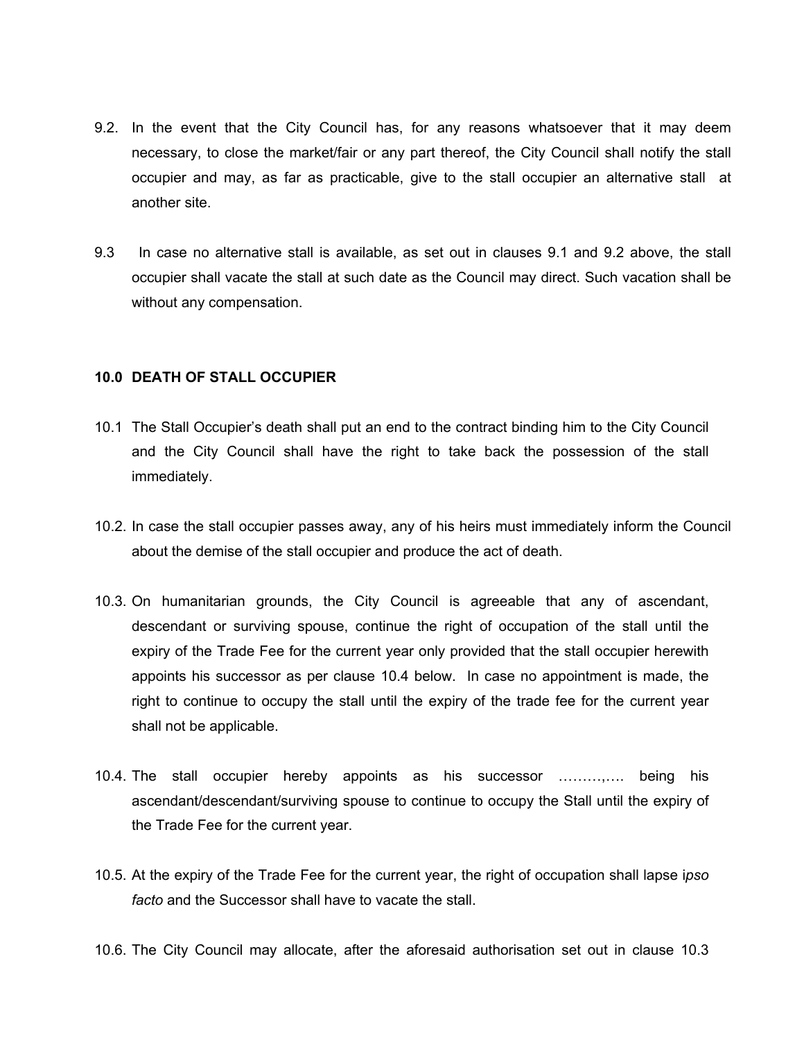9.2. In the event that the City Council has, for any reasons whatsoever that it may deem necessary, to close the market/fair or any part thereof, the City Council shall notify the stall occupier and may, as far as practicable, give to the stall occupier an alternative stall at another site.

9.3 In case no alternative stall is available, as set out in clauses 9.1 and 9.2 above, the stall occupier shall vacate the stall at such date as the Council may direct. Such vacation shall be without any compensation.

**10.0 DEATH OF STALL OCCUPIER**

10.1 The Stall Occupier's death shall put an end to the contract binding him to the City Council and the City Council shall have the right to take back the possession of the stall immediately.

10.2. In case the stall occupier passes away, any of his heirs must immediately inform the Council about the demise of the stall occupier and produce the act of death.

10.3. On humanitarian grounds, the City Council is agreeable that any of ascendant, descendant or surviving spouse, continue the right of occupation of the stall until the expiry of the Trade Fee for the current year only provided that the stall occupier herewith appoints his successor as per clause 10.4 below. In case no appointment is made, the right to continue to occupy the stall until the expiry of the trade fee for the current year shall not be applicable.

10.4. The stall occupier hereby appoints as his successor ………,…. being his ascendant/descendant/surviving spouse to continue to occupy the Stall until the expiry of the Trade Fee for the current year.

10.5. At the expiry of the Trade Fee for the current year, the right of occupation shall lapse i*pso facto* and the Successor shall have to vacate the stall.

10.6. The City Council may allocate, after the aforesaid authorisation set out in clause 10.3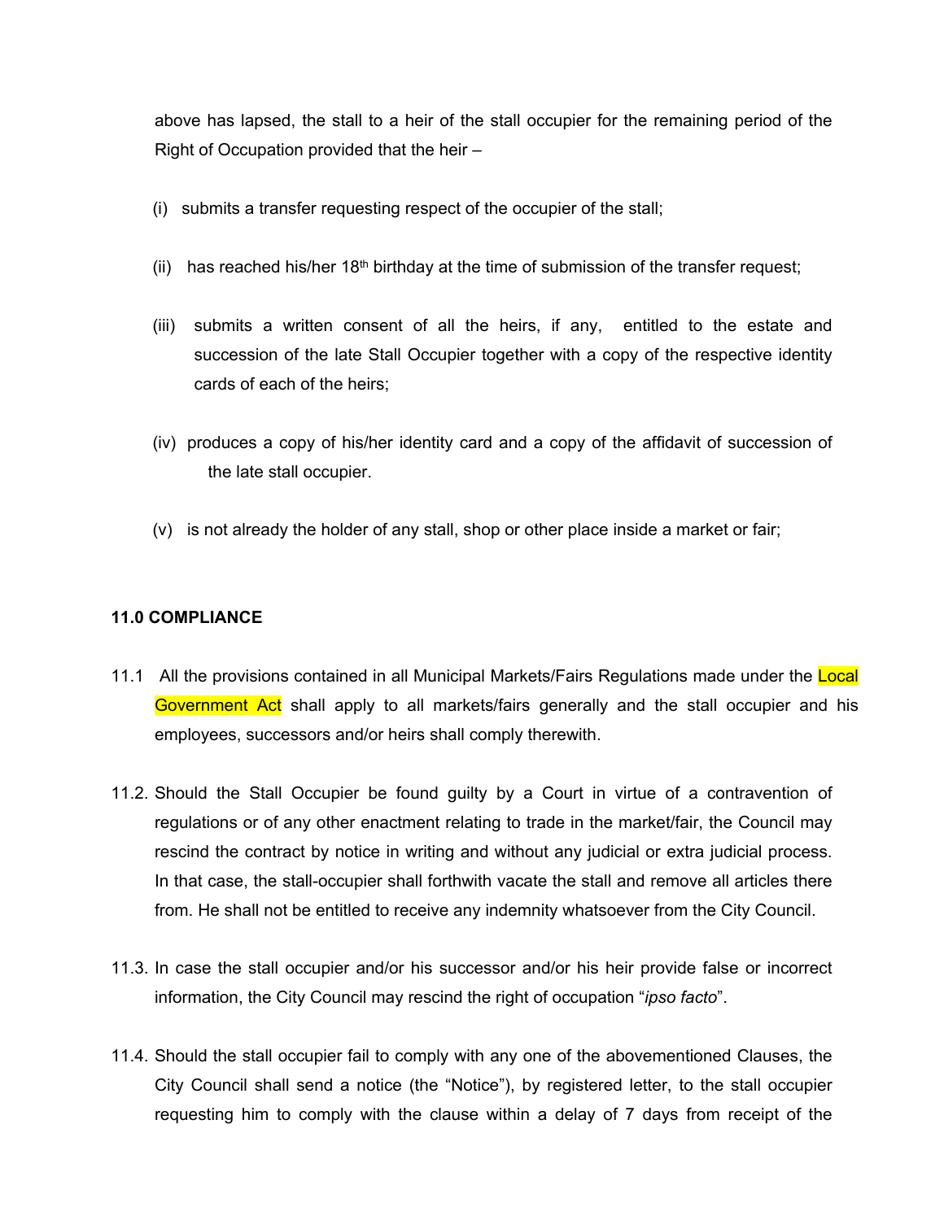above has lapsed, the stall to a heir of the stall occupier for the remaining period of the Right of Occupation provided that the heir –

(i) submits a transfer requesting respect of the occupier of the stall;

(ii) has reached his/her 18th birthday at the time of submission of the transfer request;

(iii) submits a written consent of all the heirs, if any, entitled to the estate and succession of the late Stall Occupier together with a copy of the respective identity cards of each of the heirs;

(iv) produces a copy of his/her identity card and a copy of the affidavit of succession of the late stall occupier.

(v) is not already the holder of any stall, shop or other place inside a market or fair;

**11.0 COMPLIANCE**

11.1 All the provisions contained in all Municipal Markets/Fairs Regulations made under the Local Government Act shall apply to all markets/fairs generally and the stall occupier and his employees, successors and/or heirs shall comply therewith.

11.2. Should the Stall Occupier be found guilty by a Court in virtue of a contravention of regulations or of any other enactment relating to trade in the market/fair, the Council may rescind the contract by notice in writing and without any judicial or extra judicial process. In that case, the stall-occupier shall forthwith vacate the stall and remove all articles there from. He shall not be entitled to receive any indemnity whatsoever from the City Council.

11.3. In case the stall occupier and/or his successor and/or his heir provide false or incorrect information, the City Council may rescind the right of occupation "*ipso facto*".

11.4. Should the stall occupier fail to comply with any one of the abovementioned Clauses, the City Council shall send a notice (the "Notice"), by registered letter, to the stall occupier requesting him to comply with the clause within a delay of 7 days from receipt of the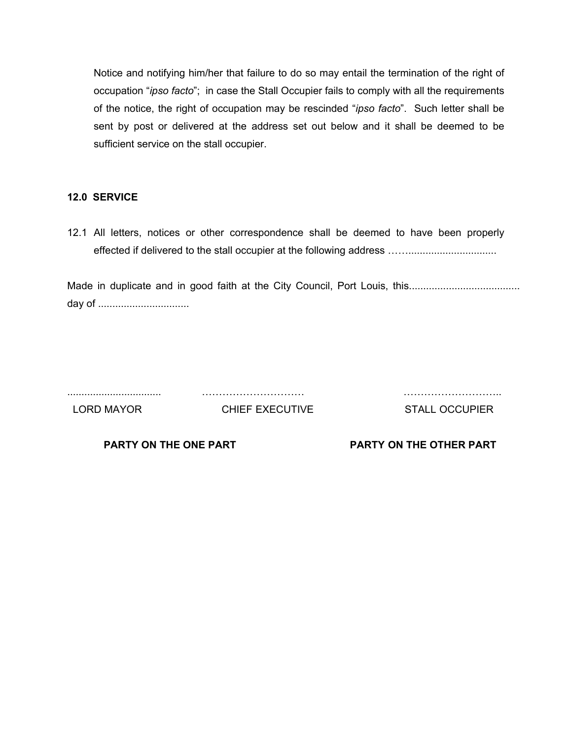Notice and notifying him/her that failure to do so may entail the termination of the right of occupation "*ipso facto*"; in case the Stall Occupier fails to comply with all the requirements of the notice, the right of occupation may be rescinded "*ipso facto*". Such letter shall be sent by post or delivered at the address set out below and it shall be deemed to be sufficient service on the stall occupier.

**12.0 SERVICE**

12.1 All letters, notices or other correspondence shall be deemed to have been properly effected if delivered to the stall occupier at the following address ……...............................

Made in duplicate and in good faith at the City Council, Port Louis, this...................................... day of ...............................

| ................................ | ………………………… | ……………………….. |
|---|---|---|
| LORD MAYOR | CHIEF EXECUTIVE | STALL OCCUPIER |

**PARTY ON THE ONE PART** **PARTY ON THE OTHER PART**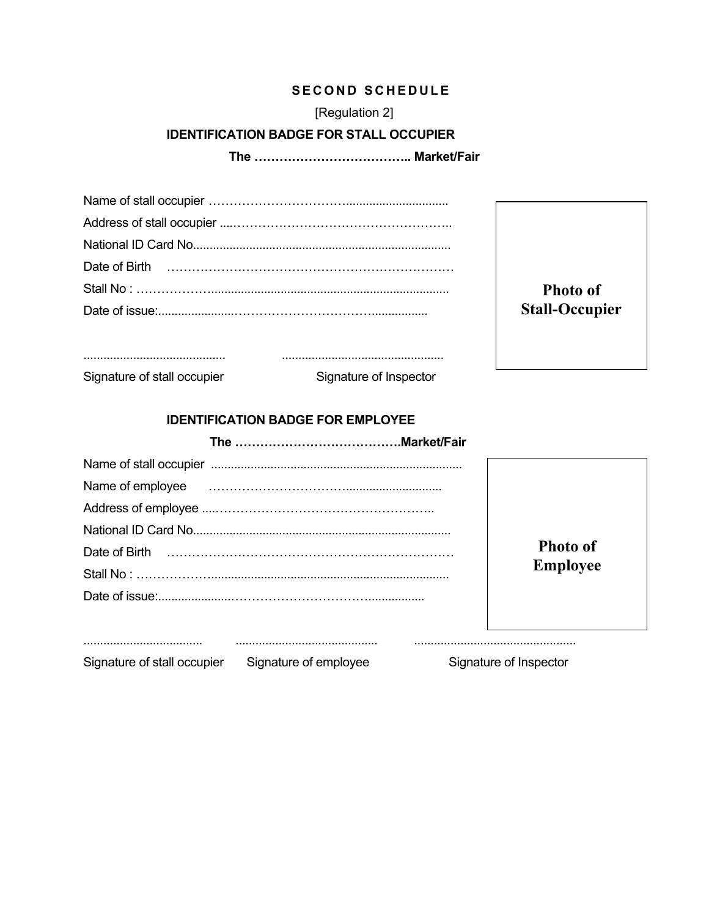# SECOND SCHEDULE

[Regulation 2]

## IDENTIFICATION BADGE FOR STALL OCCUPIER

**The ……………………………….. Market/Fair**

Name of stall occupier …………………………..............................

Address of stall occupier ....……………………………………………..

National ID Card No.............................................................................

Date of Birth ……………………………………………………………

Stall No : ………………........................................................................

Date of issue:......................…………………………….................

**Photo of Stall-Occupier**

........................................... .................................................

Signature of stall occupier Signature of Inspector

## IDENTIFICATION BADGE FOR EMPLOYEE

**The ………………………………….Market/Fair**

Name of stall occupier ..........................................................................

Name of employee ………………………….............................

Address of employee ....……………………………………………..

National ID Card No.............................................................................

Date of Birth ……………………………………………………………

Stall No : ……………........................................................................

Date of issue:.....................…………………………….................

**Photo of Employee**

.................................... .......................................... ................................................

Signature of stall occupier Signature of employee Signature of Inspector